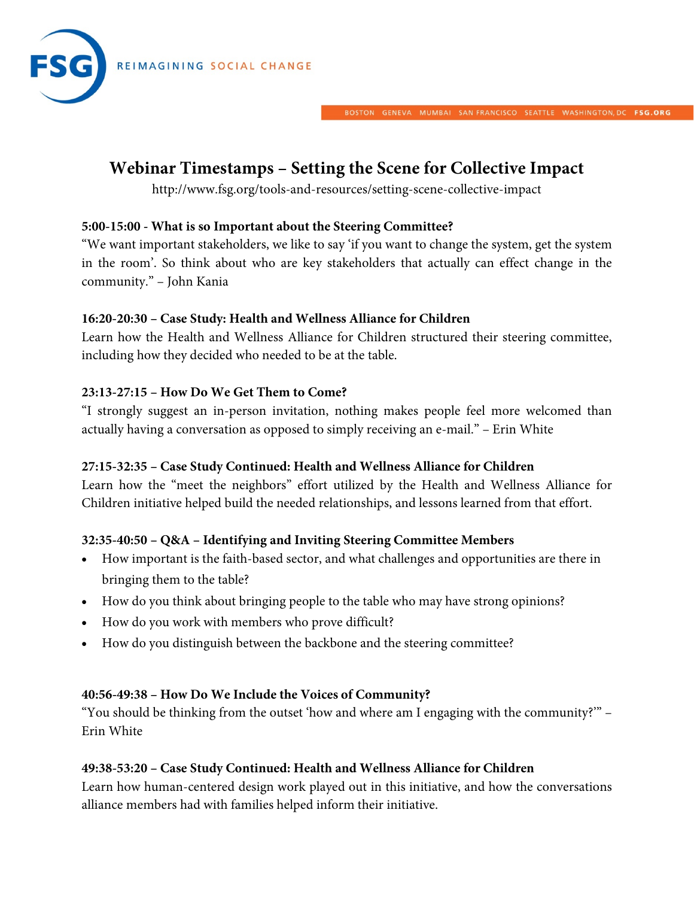# Webinar Timestamps – Setting the Scene for Collective Impact

http://www.fsg.org/tools-and-resources/setting-scene-collective-impact

**5:00-15:00 - What is so Important about the Steering Committee?**

"We want important stakeholders, we like to say 'if you want to change the system, get the system in the room'. So think about who are key stakeholders that actually can effect change in the community." – John Kania

**16:20-20:30 – Case Study: Health and Wellness Alliance for Children**

Learn how the Health and Wellness Alliance for Children structured their steering committee, including how they decided who needed to be at the table.

**23:13-27:15 – How Do We Get Them to Come?**

"I strongly suggest an in-person invitation, nothing makes people feel more welcomed than actually having a conversation as opposed to simply receiving an e-mail." – Erin White

**27:15-32:35 – Case Study Continued: Health and Wellness Alliance for Children**

Learn how the "meet the neighbors" effort utilized by the Health and Wellness Alliance for Children initiative helped build the needed relationships, and lessons learned from that effort.

**32:35-40:50 – Q&A – Identifying and Inviting Steering Committee Members**

- How important is the faith-based sector, and what challenges and opportunities are there in bringing them to the table?
- How do you think about bringing people to the table who may have strong opinions?
- How do you work with members who prove difficult?
- How do you distinguish between the backbone and the steering committee?

**40:56-49:38 – How Do We Include the Voices of Community?**

"You should be thinking from the outset 'how and where am I engaging with the community?'" – Erin White

**49:38-53:20 – Case Study Continued: Health and Wellness Alliance for Children**

Learn how human-centered design work played out in this initiative, and how the conversations alliance members had with families helped inform their initiative.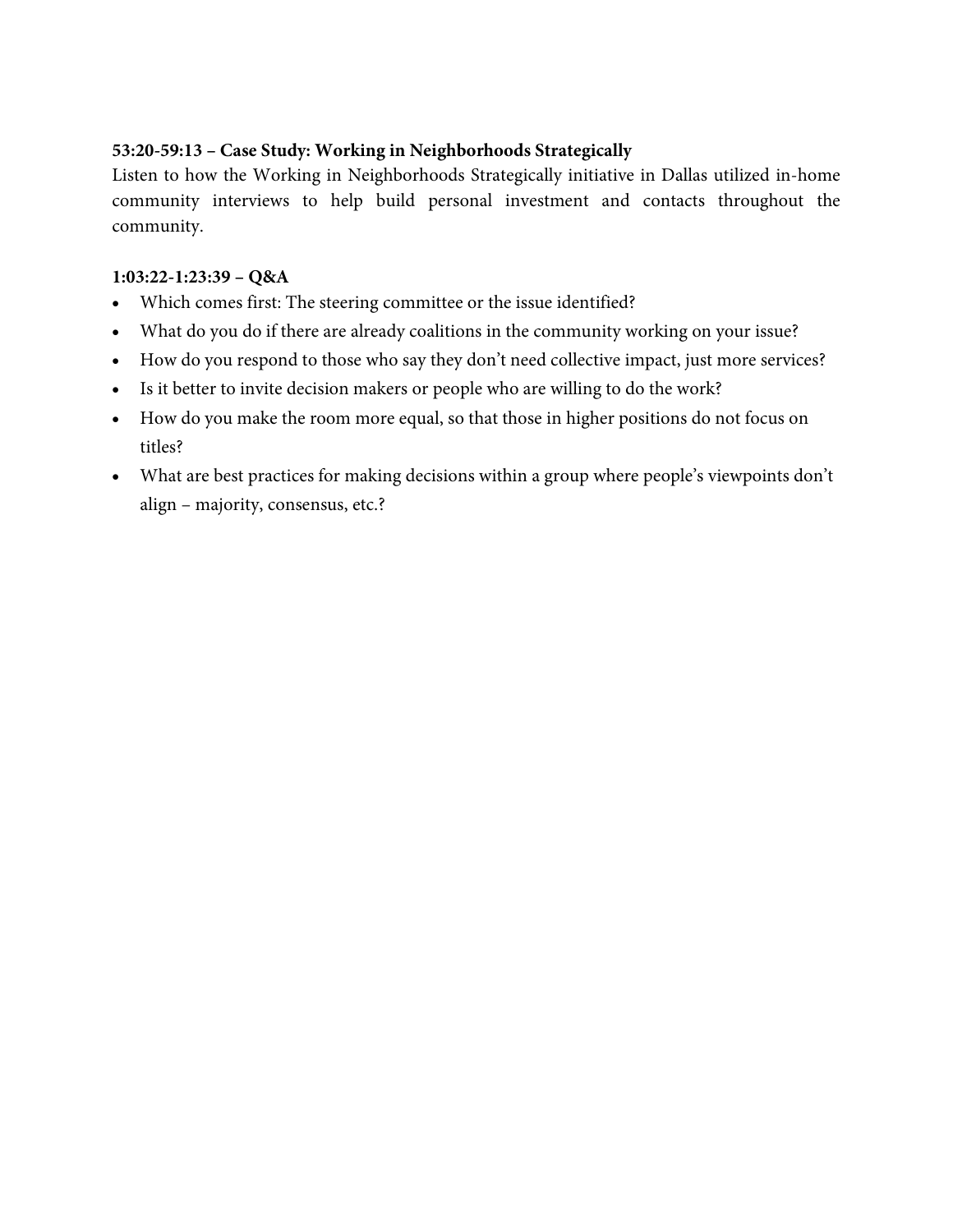**53:20-59:13 – Case Study: Working in Neighborhoods Strategically**

Listen to how the Working in Neighborhoods Strategically initiative in Dallas utilized in-home community interviews to help build personal investment and contacts throughout the community.

**1:03:22-1:23:39 – Q&A**

- Which comes first: The steering committee or the issue identified?
- What do you do if there are already coalitions in the community working on your issue?
- How do you respond to those who say they don't need collective impact, just more services?
- Is it better to invite decision makers or people who are willing to do the work?
- How do you make the room more equal, so that those in higher positions do not focus on titles?
- What are best practices for making decisions within a group where people's viewpoints don't align – majority, consensus, etc.?